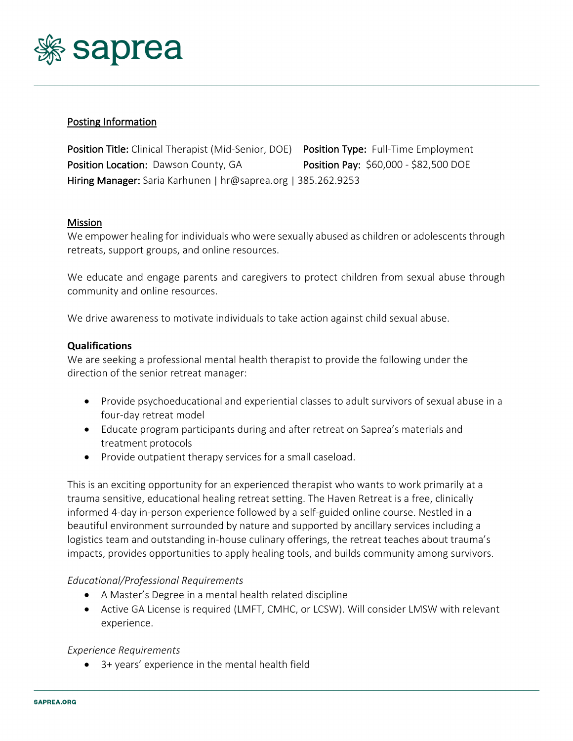saprea

<u>Posting Information</u>

**Position Title:** Clinical Therapist (Mid-Senior, DOE)
**Position Type:** Full-Time Employment
**Position Location:** Dawson County, GA
**Position Pay:** $60,000 - $82,500 DOE
**Hiring Manager:** Saria Karhunen | hr@saprea.org | 385.262.9253

<u>Mission</u>

We empower healing for individuals who were sexually abused as children or adolescents through retreats, support groups, and online resources.

We educate and engage parents and caregivers to protect children from sexual abuse through community and online resources.

We drive awareness to motivate individuals to take action against child sexual abuse.

## Qualifications

We are seeking a professional mental health therapist to provide the following under the direction of the senior retreat manager:

- Provide psychoeducational and experiential classes to adult survivors of sexual abuse in a four-day retreat model
- Educate program participants during and after retreat on Saprea's materials and treatment protocols
- Provide outpatient therapy services for a small caseload.

This is an exciting opportunity for an experienced therapist who wants to work primarily at a trauma sensitive, educational healing retreat setting. The Haven Retreat is a free, clinically informed 4-day in-person experience followed by a self-guided online course. Nestled in a beautiful environment surrounded by nature and supported by ancillary services including a logistics team and outstanding in-house culinary offerings, the retreat teaches about trauma's impacts, provides opportunities to apply healing tools, and builds community among survivors.

*Educational/Professional Requirements*

- A Master's Degree in a mental health related discipline
- Active GA License is required (LMFT, CMHC, or LCSW). Will consider LMSW with relevant experience.

*Experience Requirements*

- 3+ years' experience in the mental health field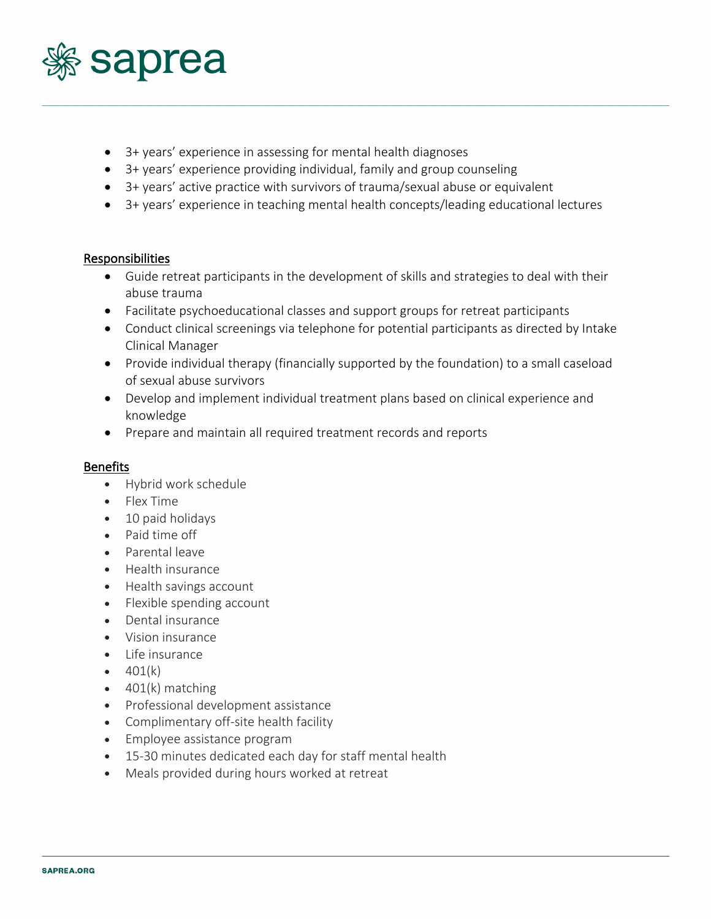- 3+ years' experience in assessing for mental health diagnoses
- 3+ years' experience providing individual, family and group counseling
- 3+ years' active practice with survivors of trauma/sexual abuse or equivalent
- 3+ years' experience in teaching mental health concepts/leading educational lectures

## Responsibilities

- Guide retreat participants in the development of skills and strategies to deal with their abuse trauma
- Facilitate psychoeducational classes and support groups for retreat participants
- Conduct clinical screenings via telephone for potential participants as directed by Intake Clinical Manager
- Provide individual therapy (financially supported by the foundation) to a small caseload of sexual abuse survivors
- Develop and implement individual treatment plans based on clinical experience and knowledge
- Prepare and maintain all required treatment records and reports

## Benefits

- Hybrid work schedule
- Flex Time
- 10 paid holidays
- Paid time off
- Parental leave
- Health insurance
- Health savings account
- Flexible spending account
- Dental insurance
- Vision insurance
- Life insurance
- 401(k)
- 401(k) matching
- Professional development assistance
- Complimentary off-site health facility
- Employee assistance program
- 15-30 minutes dedicated each day for staff mental health
- Meals provided during hours worked at retreat